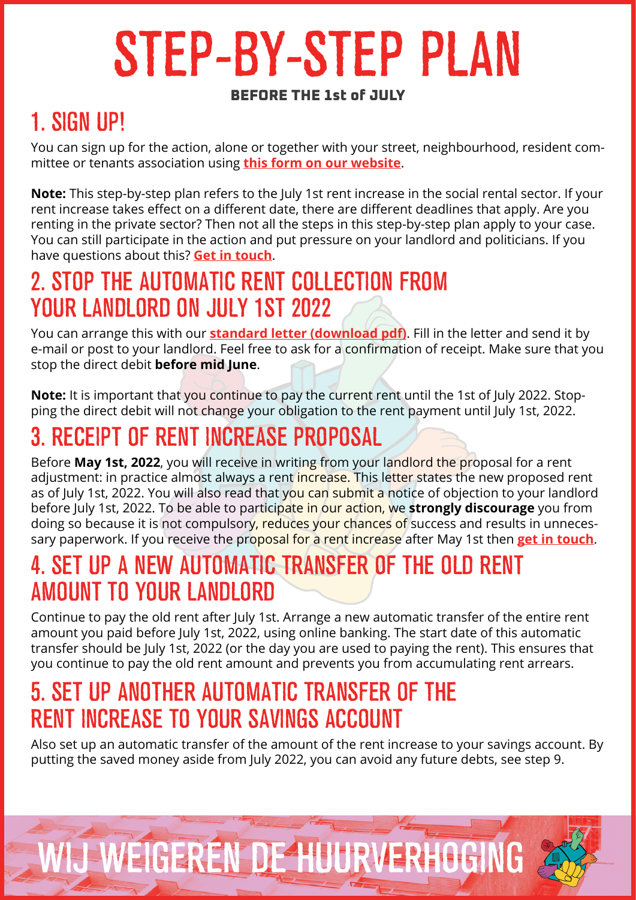# STEP-BY-STEP PLAN

**BEFORE THE 1st of JULY**

## 1. SIGN UP!

You can sign up for the action, alone or together with your street, neighbourhood, resident committee or tenants association using **this form on our website**.

**Note:** This step-by-step plan refers to the July 1st rent increase in the social rental sector. If your rent increase takes effect on a different date, there are different deadlines that apply. Are you renting in the private sector? Then not all the steps in this step-by-step plan apply to your case. You can still participate in the action and put pressure on your landlord and politicians. If you have questions about this? **Get in touch**.

## 2. STOP THE AUTOMATIC RENT COLLECTION FROM YOUR LANDLORD ON JULY 1ST 2022

You can arrange this with our **standard letter (download pdf)**. Fill in the letter and send it by e-mail or post to your landlord. Feel free to ask for a confirmation of receipt. Make sure that you stop the direct debit **before mid June**.

**Note:** It is important that you continue to pay the current rent until the 1st of July 2022. Stopping the direct debit will not change your obligation to the rent payment until July 1st, 2022.

## 3. RECEIPT OF RENT INCREASE PROPOSAL

Before **May 1st, 2022**, you will receive in writing from your landlord the proposal for a rent adjustment: in practice almost always a rent increase. This letter states the new proposed rent as of July 1st, 2022. You will also read that you can submit a notice of objection to your landlord before July 1st, 2022. To be able to participate in our action, we **strongly discourage** you from doing so because it is not compulsory, reduces your chances of success and results in unnecessary paperwork. If you receive the proposal for a rent increase after May 1st then **get in touch**.

## 4. SET UP A NEW AUTOMATIC TRANSFER OF THE OLD RENT AMOUNT TO YOUR LANDLORD

Continue to pay the old rent after July 1st. Arrange a new automatic transfer of the entire rent amount you paid before July 1st, 2022, using online banking. The start date of this automatic transfer should be July 1st, 2022 (or the day you are used to paying the rent). This ensures that you continue to pay the old rent amount and prevents you from accumulating rent arrears.

## 5. SET UP ANOTHER AUTOMATIC TRANSFER OF THE RENT INCREASE TO YOUR SAVINGS ACCOUNT

Also set up an automatic transfer of the amount of the rent increase to your savings account. By putting the saved money aside from July 2022, you can avoid any future debts, see step 9.

WIJ WEIGEREN DE HUURVERHOGING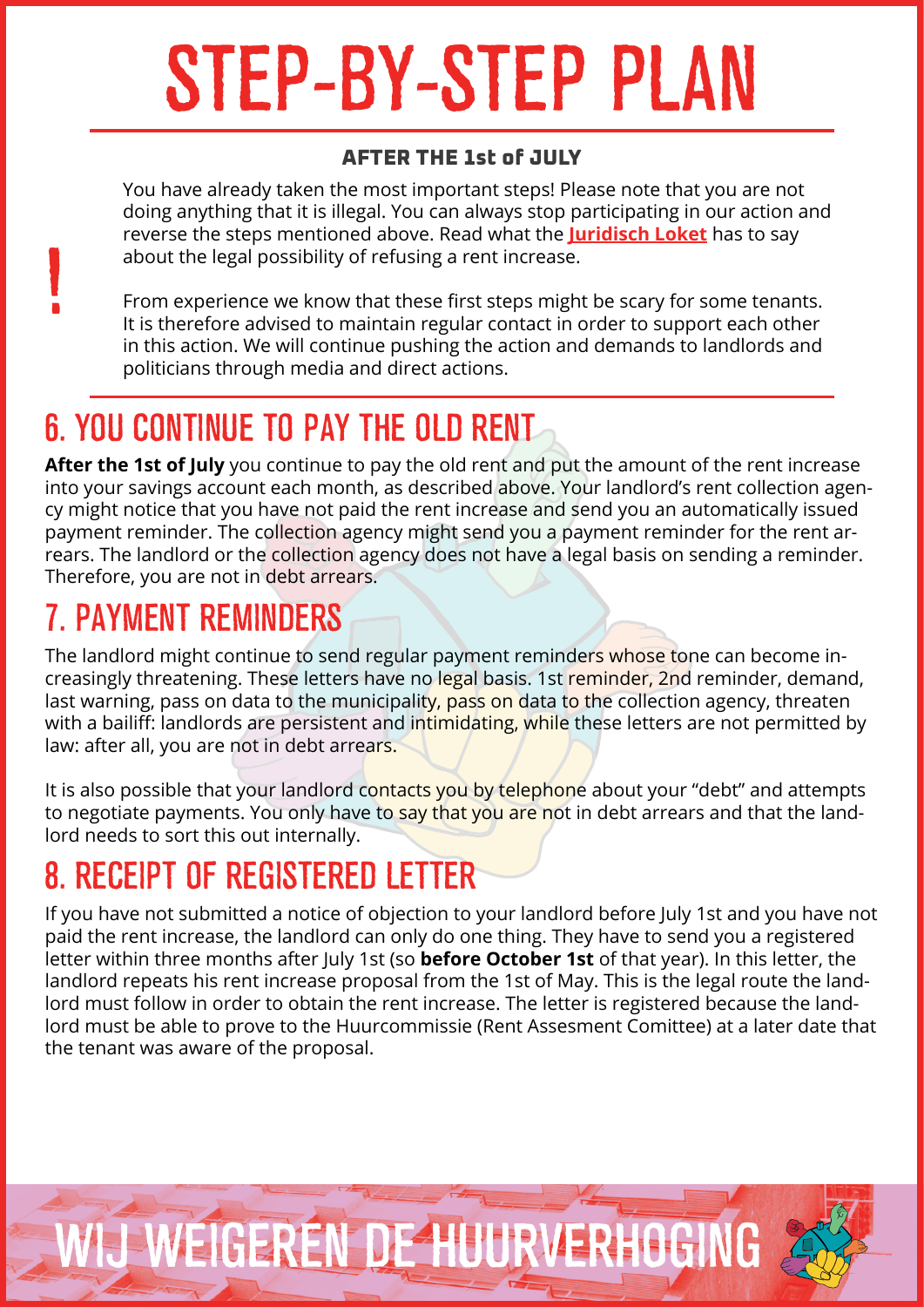# STEP-BY-STEP PLAN

### AFTER THE 1st of JULY

You have already taken the most important steps! Please note that you are not doing anything that it is illegal. You can always stop participating in our action and reverse the steps mentioned above. Read what the **Juridisch Loket** has to say about the legal possibility of refusing a rent increase.

From experience we know that these first steps might be scary for some tenants. It is therefore advised to maintain regular contact in order to support each other in this action. We will continue pushing the action and demands to landlords and politicians through media and direct actions.

## 6. YOU CONTINUE TO PAY THE OLD RENT

**After the 1st of July** you continue to pay the old rent and put the amount of the rent increase into your savings account each month, as described above. Your landlord's rent collection agency might notice that you have not paid the rent increase and send you an automatically issued payment reminder. The collection agency might send you a payment reminder for the rent arrears. The landlord or the collection agency does not have a legal basis on sending a reminder. Therefore, you are not in debt arrears.

## 7. PAYMENT REMINDERS

The landlord might continue to send regular payment reminders whose tone can become increasingly threatening. These letters have no legal basis. 1st reminder, 2nd reminder, demand, last warning, pass on data to the municipality, pass on data to the collection agency, threaten with a bailiff: landlords are persistent and intimidating, while these letters are not permitted by law: after all, you are not in debt arrears.

It is also possible that your landlord contacts you by telephone about your "debt" and attempts to negotiate payments. You only have to say that you are not in debt arrears and that the landlord needs to sort this out internally.

## 8. RECEIPT OF REGISTERED LETTER

If you have not submitted a notice of objection to your landlord before July 1st and you have not paid the rent increase, the landlord can only do one thing. They have to send you a registered letter within three months after July 1st (so **before October 1st** of that year). In this letter, the landlord repeats his rent increase proposal from the 1st of May. This is the legal route the landlord must follow in order to obtain the rent increase. The letter is registered because the landlord must be able to prove to the Huurcommissie (Rent Assesment Comittee) at a later date that the tenant was aware of the proposal.

WIJ WEIGEREN DE HUURVERHOGING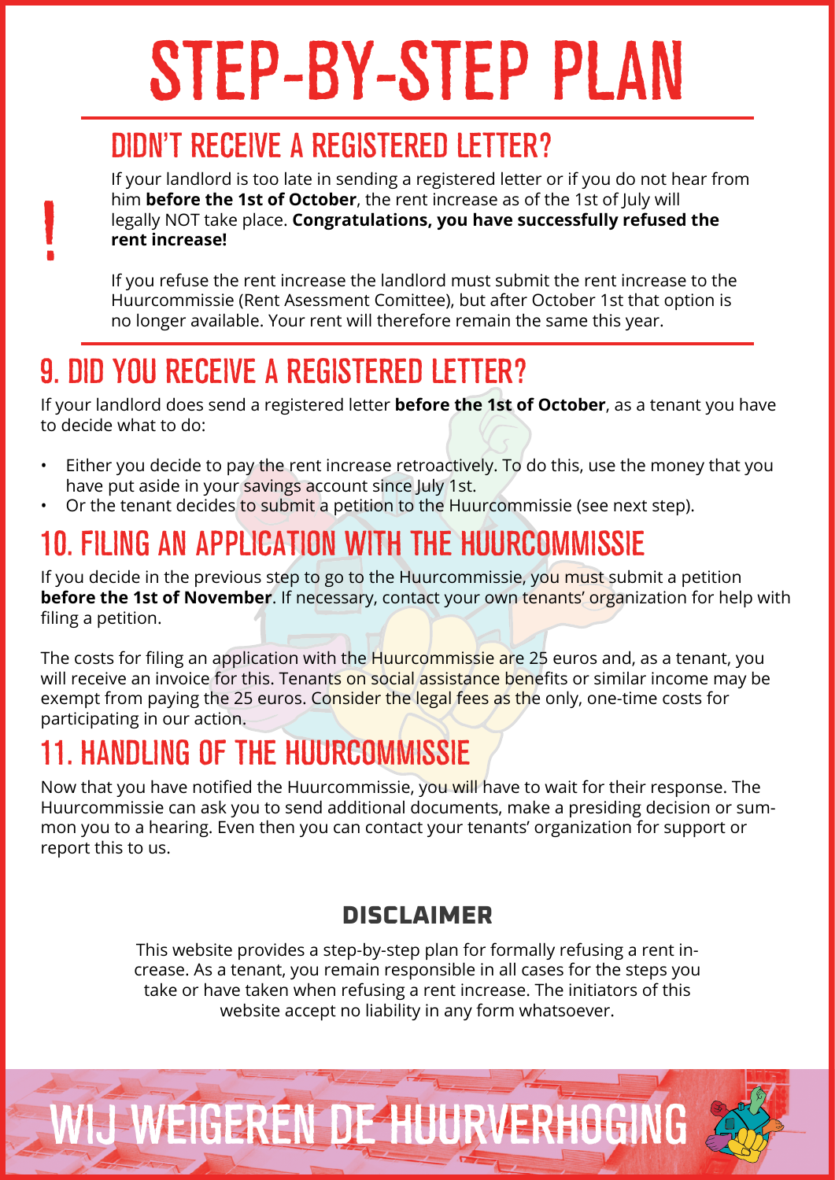# STEP-BY-STEP PLAN

## DIDN'T RECEIVE A REGISTERED LETTER?

!

If your landlord is too late in sending a registered letter or if you do not hear from him **before the 1st of October**, the rent increase as of the 1st of July will legally NOT take place. **Congratulations, you have successfully refused the rent increase!**

If you refuse the rent increase the landlord must submit the rent increase to the Huurcommissie (Rent Asessment Comittee), but after October 1st that option is no longer available. Your rent will therefore remain the same this year.

## 9. DID YOU RECEIVE A REGISTERED LETTER?

If your landlord does send a registered letter **before the 1st of October**, as a tenant you have to decide what to do:

- Either you decide to pay the rent increase retroactively. To do this, use the money that you have put aside in your savings account since July 1st.
- Or the tenant decides to submit a petition to the Huurcommissie (see next step).

## 10. FILING AN APPLICATION WITH THE HUURCOMMISSIE

If you decide in the previous step to go to the Huurcommissie, you must submit a petition **before the 1st of November**. If necessary, contact your own tenants' organization for help with filing a petition.

The costs for filing an application with the Huurcommissie are 25 euros and, as a tenant, you will receive an invoice for this. Tenants on social assistance benefits or similar income may be exempt from paying the 25 euros. Consider the legal fees as the only, one-time costs for participating in our action.

## 11. HANDLING OF THE HUURCOMMISSIE

Now that you have notified the Huurcommissie, you will have to wait for their response. The Huurcommissie can ask you to send additional documents, make a presiding decision or summon you to a hearing. Even then you can contact your tenants' organization for support or report this to us.

### DISCLAIMER

This website provides a step-by-step plan for formally refusing a rent increase. As a tenant, you remain responsible in all cases for the steps you take or have taken when refusing a rent increase. The initiators of this website accept no liability in any form whatsoever.

WIJ WEIGEREN DE HUURVERHOGING